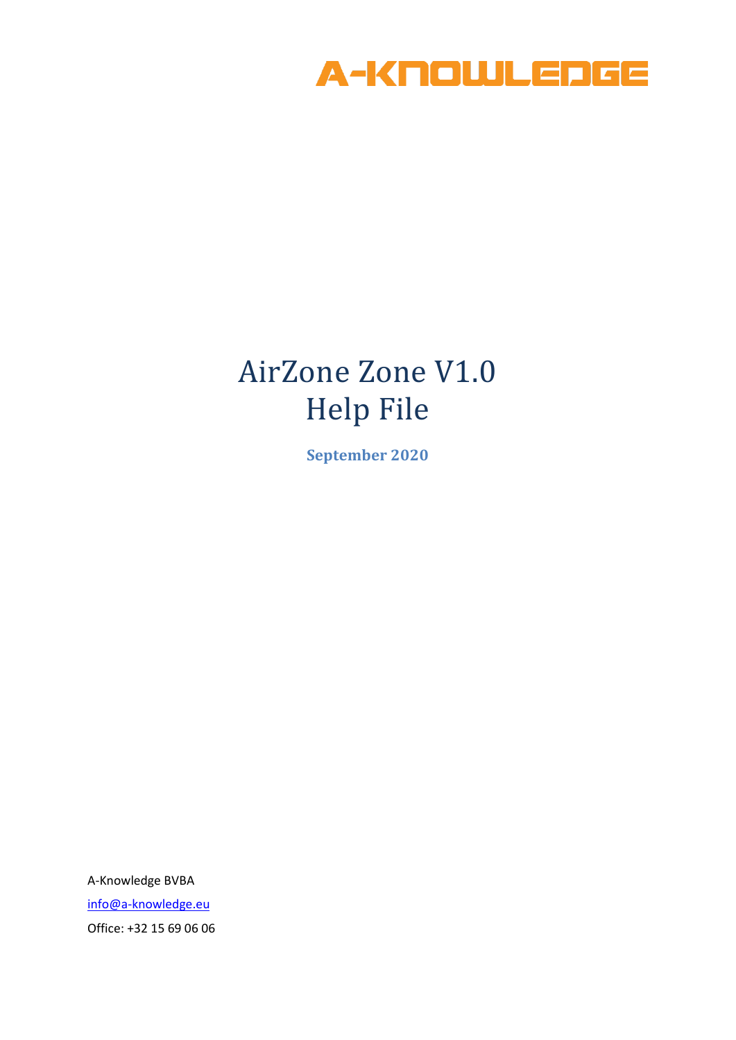A-KNOWLEDGE

# AirZone Zone V1.0
# Help File

**September 2020**

A-Knowledge BVBA

info@a-knowledge.eu

Office: +32 15 69 06 06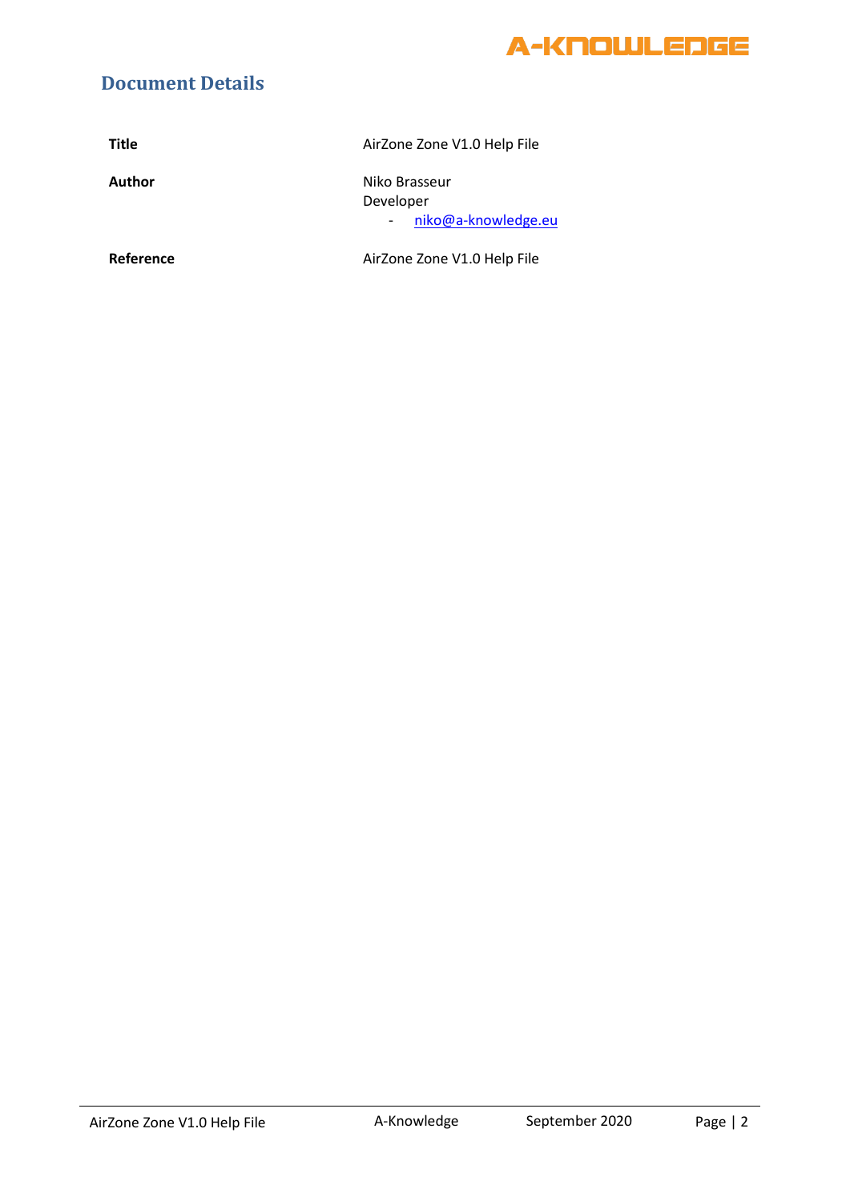## Document Details

| | |
|---|---|
| **Title** | AirZone Zone V1.0 Help File |
| **Author** | Niko Brasseur<br>Developer<br>- niko@a-knowledge.eu |
| **Reference** | AirZone Zone V1.0 Help File |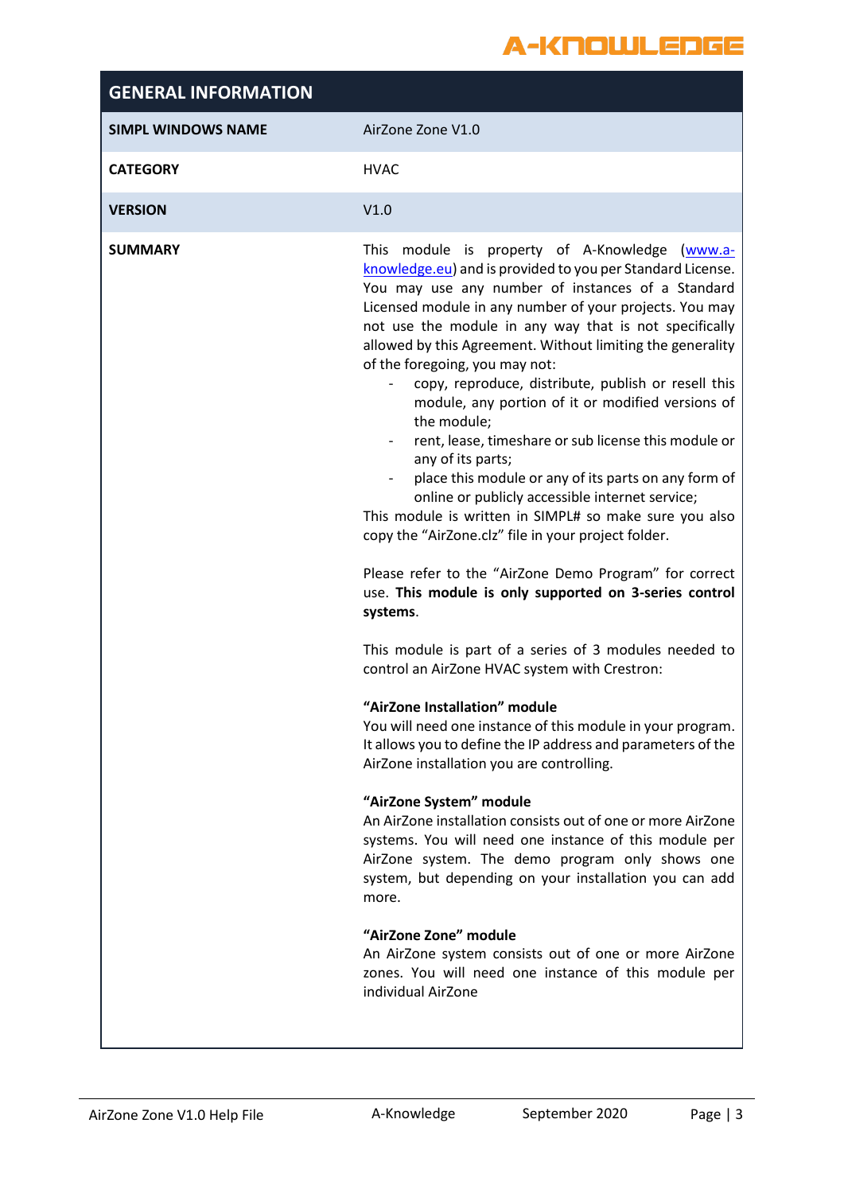| GENERAL INFORMATION | |
|---|---|
| **SIMPL WINDOWS NAME** | AirZone Zone V1.0 |
| **CATEGORY** | HVAC |
| **VERSION** | V1.0 |
| **SUMMARY** | This module is property of A-Knowledge (www.a-knowledge.eu) and is provided to you per Standard License. You may use any number of instances of a Standard Licensed module in any number of your projects. You may not use the module in any way that is not specifically allowed by this Agreement. Without limiting the generality of the foregoing, you may not:<br>- copy, reproduce, distribute, publish or resell this module, any portion of it or modified versions of the module;<br>- rent, lease, timeshare or sub license this module or any of its parts;<br>- place this module or any of its parts on any form of online or publicly accessible internet service;<br>This module is written in SIMPL# so make sure you also copy the "AirZone.clz" file in your project folder.<br><br>Please refer to the "AirZone Demo Program" for correct use. **This module is only supported on 3-series control systems**.<br><br>This module is part of a series of 3 modules needed to control an AirZone HVAC system with Crestron:<br><br>**"AirZone Installation" module**<br>You will need one instance of this module in your program. It allows you to define the IP address and parameters of the AirZone installation you are controlling.<br><br>**"AirZone System" module**<br>An AirZone installation consists out of one or more AirZone systems. You will need one instance of this module per AirZone system. The demo program only shows one system, but depending on your installation you can add more.<br><br>**"AirZone Zone" module**<br>An AirZone system consists out of one or more AirZone zones. You will need one instance of this module per individual AirZone |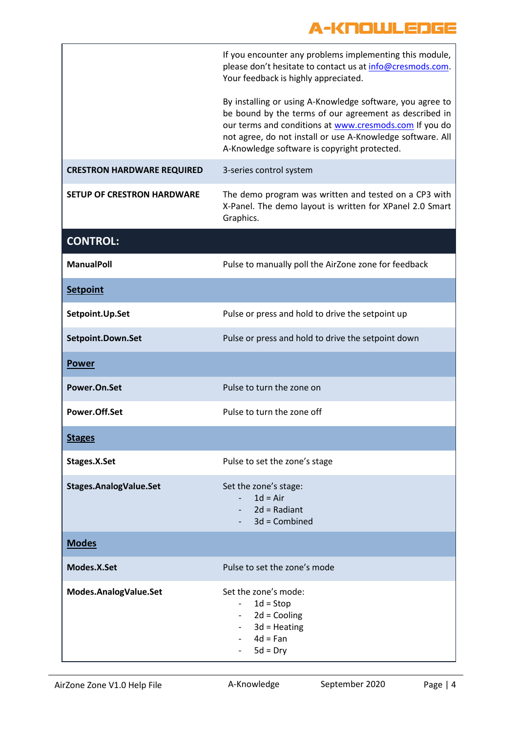| | |
|---|---|
| | If you encounter any problems implementing this module, please don't hesitate to contact us at info@cresmods.com. Your feedback is highly appreciated.<br><br>By installing or using A-Knowledge software, you agree to be bound by the terms of our agreement as described in our terms and conditions at www.cresmods.com If you do not agree, do not install or use A-Knowledge software. All A-Knowledge software is copyright protected. |
| **CRESTRON HARDWARE REQUIRED** | 3-series control system |
| **SETUP OF CRESTRON HARDWARE** | The demo program was written and tested on a CP3 with X-Panel. The demo layout is written for XPanel 2.0 Smart Graphics. |
| **CONTROL:** | |
| **ManualPoll** | Pulse to manually poll the AirZone zone for feedback |
| **Setpoint** | |
| **Setpoint.Up.Set** | Pulse or press and hold to drive the setpoint up |
| **Setpoint.Down.Set** | Pulse or press and hold to drive the setpoint down |
| **Power** | |
| **Power.On.Set** | Pulse to turn the zone on |
| **Power.Off.Set** | Pulse to turn the zone off |
| **Stages** | |
| **Stages.X.Set** | Pulse to set the zone's stage |
| **Stages.AnalogValue.Set** | Set the zone's stage:<br>- 1d = Air<br>- 2d = Radiant<br>- 3d = Combined |
| **Modes** | |
| **Modes.X.Set** | Pulse to set the zone's mode |
| **Modes.AnalogValue.Set** | Set the zone's mode:<br>- 1d = Stop<br>- 2d = Cooling<br>- 3d = Heating<br>- 4d = Fan<br>- 5d = Dry |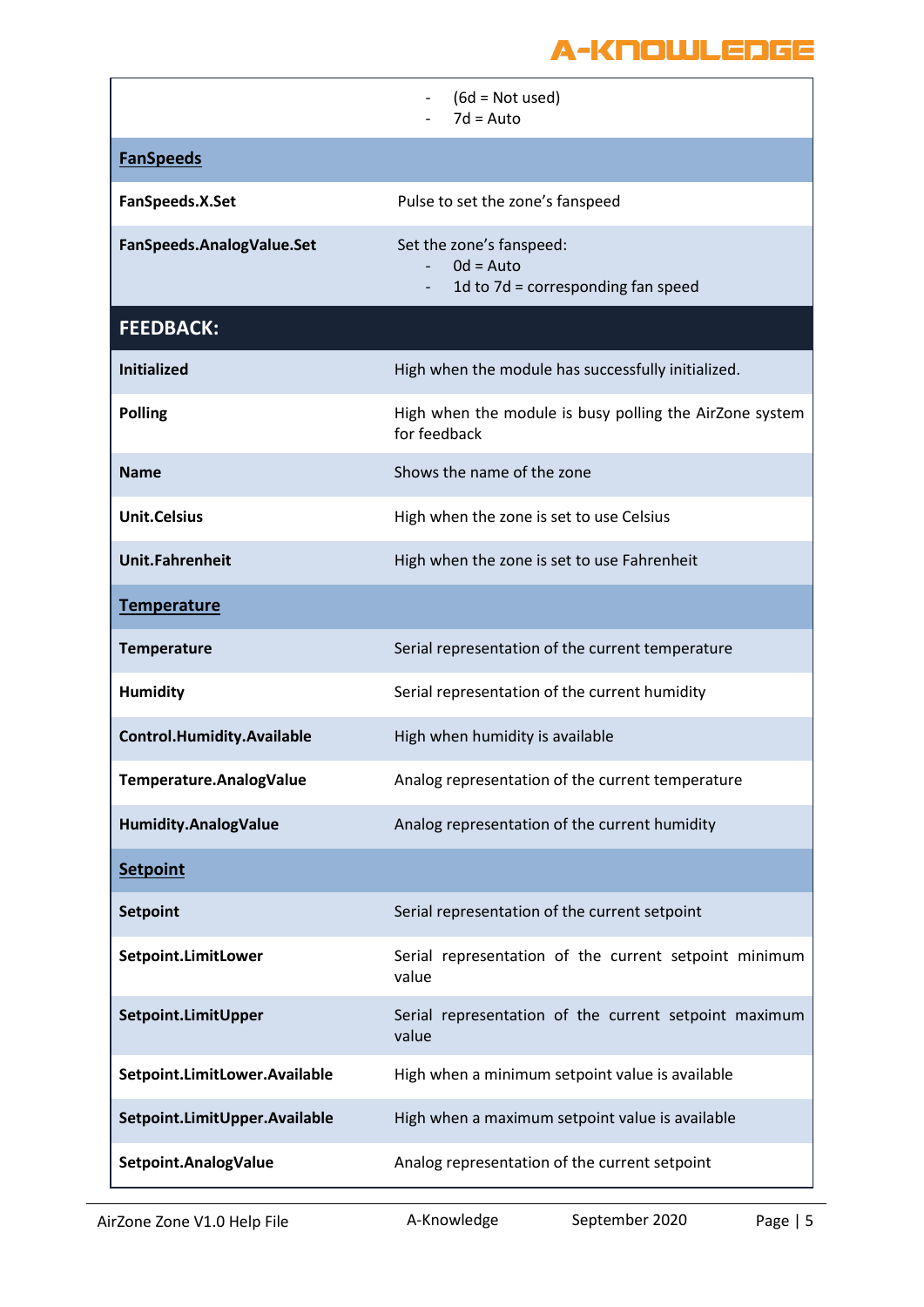| | |
|---|---|
| | - (6d = Not used)<br>- 7d = Auto |
| **FanSpeeds** | |
| **FanSpeeds.X.Set** | Pulse to set the zone's fanspeed |
| **FanSpeeds.AnalogValue.Set** | Set the zone's fanspeed:<br>- 0d = Auto<br>- 1d to 7d = corresponding fan speed |
| **FEEDBACK:** | |
| **Initialized** | High when the module has successfully initialized. |
| **Polling** | High when the module is busy polling the AirZone system for feedback |
| **Name** | Shows the name of the zone |
| **Unit.Celsius** | High when the zone is set to use Celsius |
| **Unit.Fahrenheit** | High when the zone is set to use Fahrenheit |
| **Temperature** | |
| **Temperature** | Serial representation of the current temperature |
| **Humidity** | Serial representation of the current humidity |
| **Control.Humidity.Available** | High when humidity is available |
| **Temperature.AnalogValue** | Analog representation of the current temperature |
| **Humidity.AnalogValue** | Analog representation of the current humidity |
| **Setpoint** | |
| **Setpoint** | Serial representation of the current setpoint |
| **Setpoint.LimitLower** | Serial representation of the current setpoint minimum value |
| **Setpoint.LimitUpper** | Serial representation of the current setpoint maximum value |
| **Setpoint.LimitLower.Available** | High when a minimum setpoint value is available |
| **Setpoint.LimitUpper.Available** | High when a maximum setpoint value is available |
| **Setpoint.AnalogValue** | Analog representation of the current setpoint |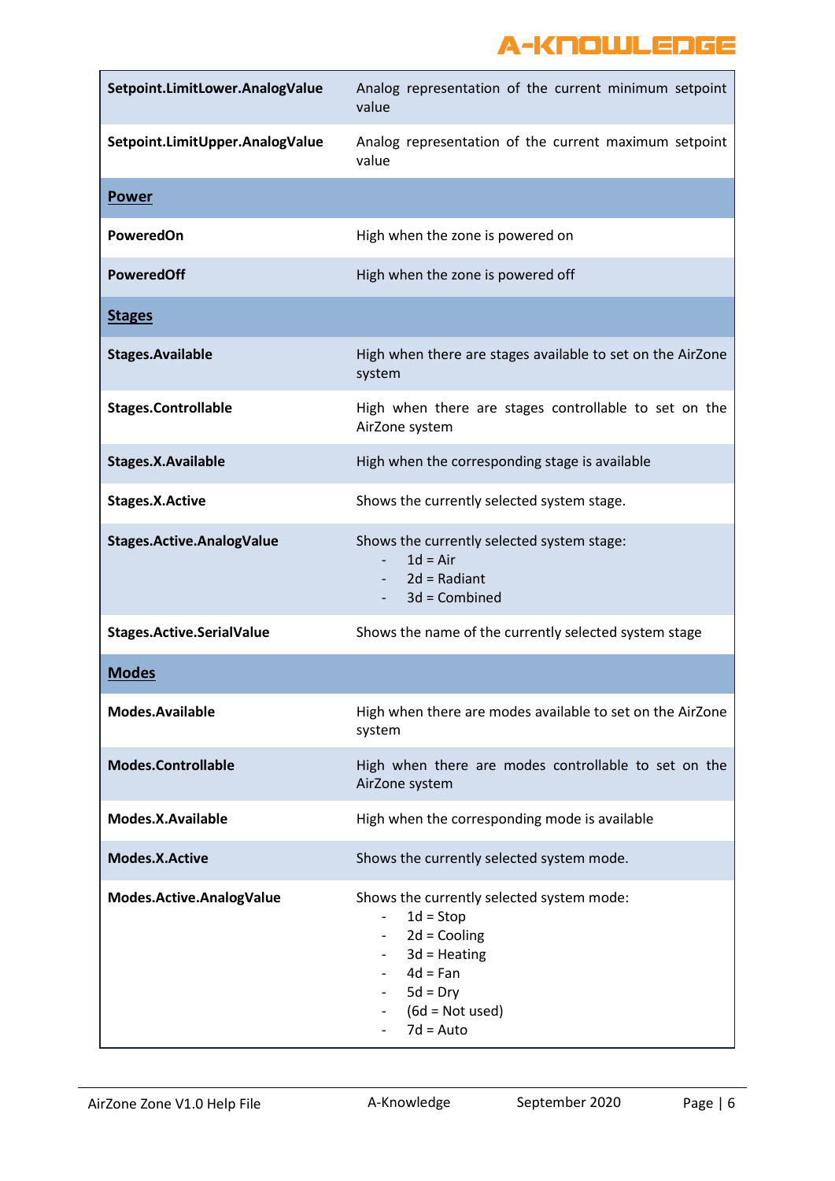| | |
|---|---|
| **Setpoint.LimitLower.AnalogValue** | Analog representation of the current minimum setpoint value |
| **Setpoint.LimitUpper.AnalogValue** | Analog representation of the current maximum setpoint value |
| **Power** | |
| **PoweredOn** | High when the zone is powered on |
| **PoweredOff** | High when the zone is powered off |
| **Stages** | |
| **Stages.Available** | High when there are stages available to set on the AirZone system |
| **Stages.Controllable** | High when there are stages controllable to set on the AirZone system |
| **Stages.X.Available** | High when the corresponding stage is available |
| **Stages.X.Active** | Shows the currently selected system stage. |
| **Stages.Active.AnalogValue** | Shows the currently selected system stage:<br>- 1d = Air<br>- 2d = Radiant<br>- 3d = Combined |
| **Stages.Active.SerialValue** | Shows the name of the currently selected system stage |
| **Modes** | |
| **Modes.Available** | High when there are modes available to set on the AirZone system |
| **Modes.Controllable** | High when there are modes controllable to set on the AirZone system |
| **Modes.X.Available** | High when the corresponding mode is available |
| **Modes.X.Active** | Shows the currently selected system mode. |
| **Modes.Active.AnalogValue** | Shows the currently selected system mode:<br>- 1d = Stop<br>- 2d = Cooling<br>- 3d = Heating<br>- 4d = Fan<br>- 5d = Dry<br>- (6d = Not used)<br>- 7d = Auto |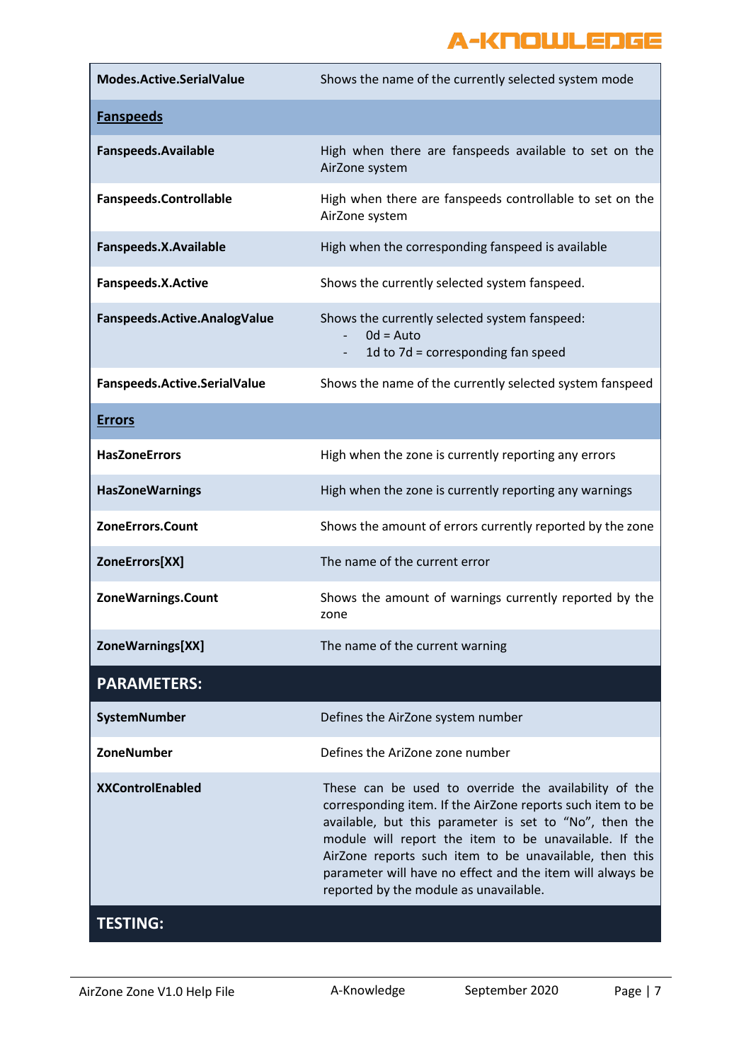| | |
|---|---|
| **Modes.Active.SerialValue** | Shows the name of the currently selected system mode |
| **Fanspeeds** | |
| **Fanspeeds.Available** | High when there are fanspeeds available to set on the AirZone system |
| **Fanspeeds.Controllable** | High when there are fanspeeds controllable to set on the AirZone system |
| **Fanspeeds.X.Available** | High when the corresponding fanspeed is available |
| **Fanspeeds.X.Active** | Shows the currently selected system fanspeed. |
| **Fanspeeds.Active.AnalogValue** | Shows the currently selected system fanspeed:<br>- 0d = Auto<br>- 1d to 7d = corresponding fan speed |
| **Fanspeeds.Active.SerialValue** | Shows the name of the currently selected system fanspeed |
| **Errors** | |
| **HasZoneErrors** | High when the zone is currently reporting any errors |
| **HasZoneWarnings** | High when the zone is currently reporting any warnings |
| **ZoneErrors.Count** | Shows the amount of errors currently reported by the zone |
| **ZoneErrors[XX]** | The name of the current error |
| **ZoneWarnings.Count** | Shows the amount of warnings currently reported by the zone |
| **ZoneWarnings[XX]** | The name of the current warning |
| **PARAMETERS:** | |
| **SystemNumber** | Defines the AirZone system number |
| **ZoneNumber** | Defines the AriZone zone number |
| **XXControlEnabled** | These can be used to override the availability of the corresponding item. If the AirZone reports such item to be available, but this parameter is set to "No", then the module will report the item to be unavailable. If the AirZone reports such item to be unavailable, then this parameter will have no effect and the item will always be reported by the module as unavailable. |
| **TESTING:** | |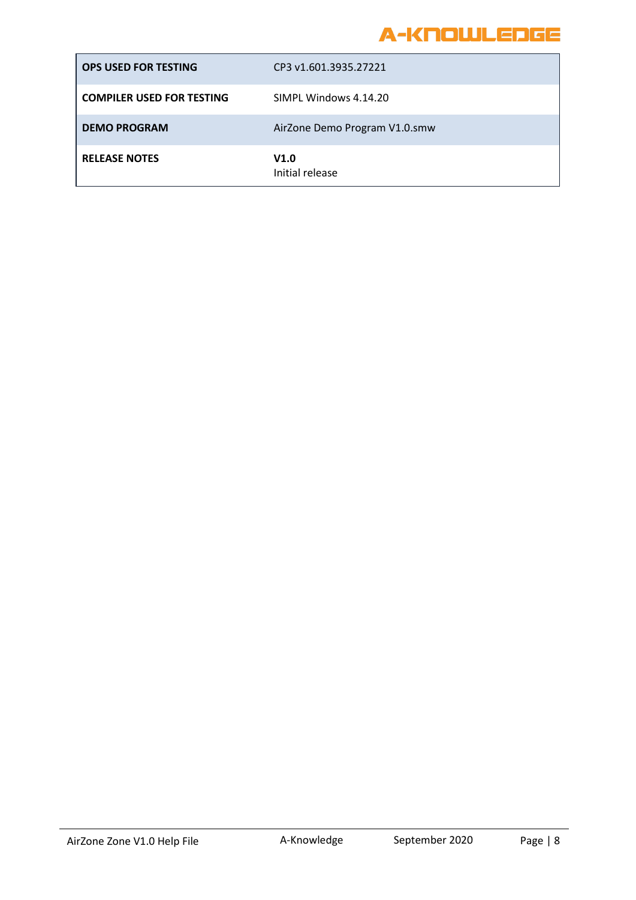| | |
|---|---|
| **OPS USED FOR TESTING** | CP3 v1.601.3935.27221 |
| **COMPILER USED FOR TESTING** | SIMPL Windows 4.14.20 |
| **DEMO PROGRAM** | AirZone Demo Program V1.0.smw |
| **RELEASE NOTES** | **V1.0**<br>Initial release |